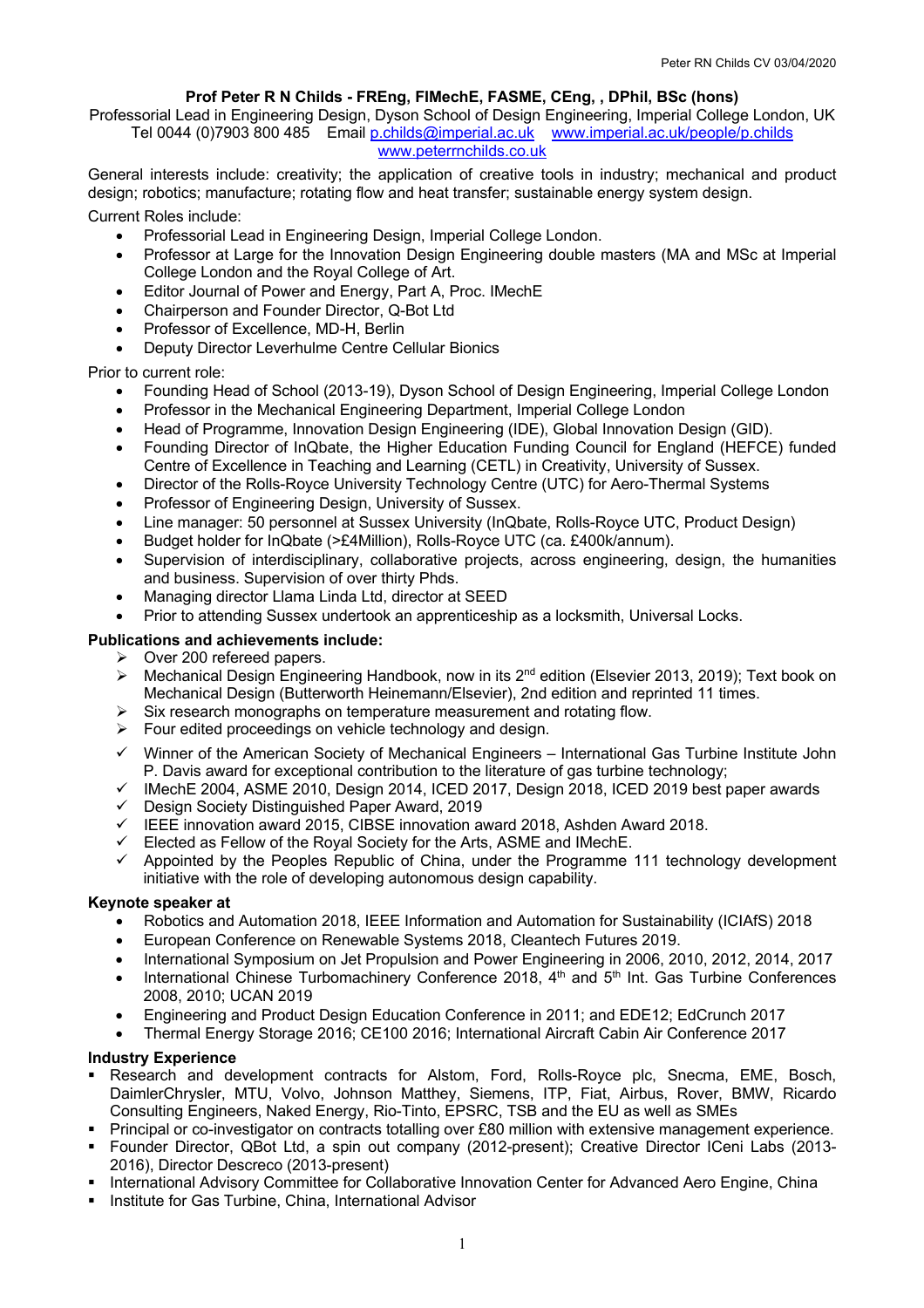# Prof Peter R N Childs - FREng, FIMechE, FASME, CEng, , DPhil, BSc (hons)

Professorial Lead in Engineering Design, Dyson School of Design Engineering, Imperial College London, UK
Tel 0044 (0)7903 800 485 Email p.childs@imperial.ac.uk www.imperial.ac.uk/people/p.childs
www.peterrnchilds.co.uk

General interests include: creativity; the application of creative tools in industry; mechanical and product design; robotics; manufacture; rotating flow and heat transfer; sustainable energy system design.

Current Roles include:

- Professorial Lead in Engineering Design, Imperial College London.
- Professor at Large for the Innovation Design Engineering double masters (MA and MSc at Imperial College London and the Royal College of Art.
- Editor Journal of Power and Energy, Part A, Proc. IMechE
- Chairperson and Founder Director, Q-Bot Ltd
- Professor of Excellence, MD-H, Berlin
- Deputy Director Leverhulme Centre Cellular Bionics

Prior to current role:

- Founding Head of School (2013-19), Dyson School of Design Engineering, Imperial College London
- Professor in the Mechanical Engineering Department, Imperial College London
- Head of Programme, Innovation Design Engineering (IDE), Global Innovation Design (GID).
- Founding Director of InQbate, the Higher Education Funding Council for England (HEFCE) funded Centre of Excellence in Teaching and Learning (CETL) in Creativity, University of Sussex.
- Director of the Rolls-Royce University Technology Centre (UTC) for Aero-Thermal Systems
- Professor of Engineering Design, University of Sussex.
- Line manager: 50 personnel at Sussex University (InQbate, Rolls-Royce UTC, Product Design)
- Budget holder for InQbate (>£4Million), Rolls-Royce UTC (ca. £400k/annum).
- Supervision of interdisciplinary, collaborative projects, across engineering, design, the humanities and business. Supervision of over thirty Phds.
- Managing director Llama Linda Ltd, director at SEED
- Prior to attending Sussex undertook an apprenticeship as a locksmith, Universal Locks.

**Publications and achievements include:**

- Over 200 refereed papers.
- Mechanical Design Engineering Handbook, now in its 2nd edition (Elsevier 2013, 2019); Text book on Mechanical Design (Butterworth Heinemann/Elsevier), 2nd edition and reprinted 11 times.
- Six research monographs on temperature measurement and rotating flow.
- Four edited proceedings on vehicle technology and design.
- ✓ Winner of the American Society of Mechanical Engineers – International Gas Turbine Institute John P. Davis award for exceptional contribution to the literature of gas turbine technology;
- ✓ IMechE 2004, ASME 2010, Design 2014, ICED 2017, Design 2018, ICED 2019 best paper awards
- ✓ Design Society Distinguished Paper Award, 2019
- ✓ IEEE innovation award 2015, CIBSE innovation award 2018, Ashden Award 2018.
- ✓ Elected as Fellow of the Royal Society for the Arts, ASME and IMechE.
- ✓ Appointed by the Peoples Republic of China, under the Programme 111 technology development initiative with the role of developing autonomous design capability.

**Keynote speaker at**

- Robotics and Automation 2018, IEEE Information and Automation for Sustainability (ICIAfS) 2018
- European Conference on Renewable Systems 2018, Cleantech Futures 2019.
- International Symposium on Jet Propulsion and Power Engineering in 2006, 2010, 2012, 2014, 2017
- International Chinese Turbomachinery Conference 2018, 4th and 5th Int. Gas Turbine Conferences 2008, 2010; UCAN 2019
- Engineering and Product Design Education Conference in 2011; and EDE12; EdCrunch 2017
- Thermal Energy Storage 2016; CE100 2016; International Aircraft Cabin Air Conference 2017

**Industry Experience**

- Research and development contracts for Alstom, Ford, Rolls-Royce plc, Snecma, EME, Bosch, DaimlerChrysler, MTU, Volvo, Johnson Matthey, Siemens, ITP, Fiat, Airbus, Rover, BMW, Ricardo Consulting Engineers, Naked Energy, Rio-Tinto, EPSRC, TSB and the EU as well as SMEs
- Principal or co-investigator on contracts totalling over £80 million with extensive management experience.
- Founder Director, QBot Ltd, a spin out company (2012-present); Creative Director ICeni Labs (2013-2016), Director Descreco (2013-present)
- International Advisory Committee for Collaborative Innovation Center for Advanced Aero Engine, China
- Institute for Gas Turbine, China, International Advisor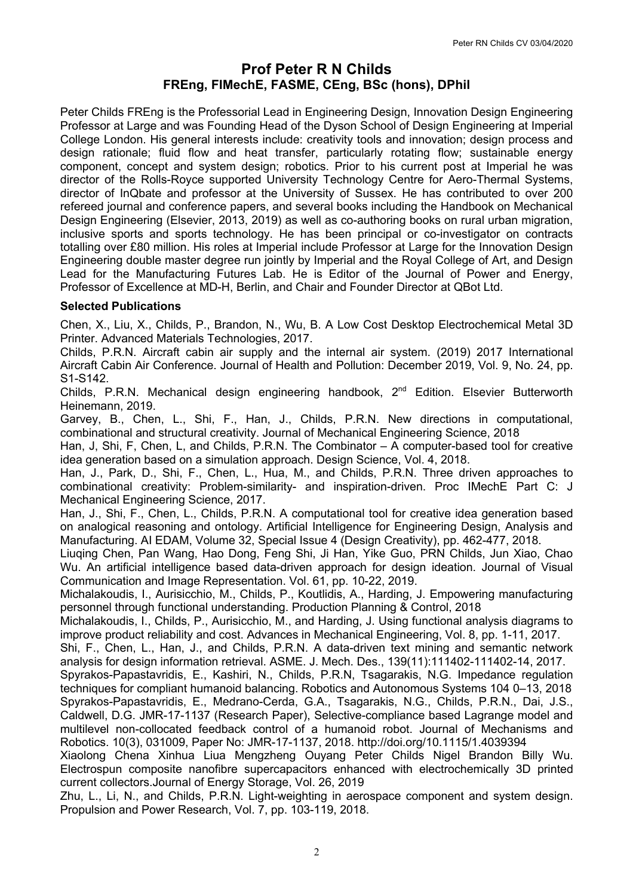# Prof Peter R N Childs
## FREng, FIMechE, FASME, CEng, BSc (hons), DPhil

Peter Childs FREng is the Professorial Lead in Engineering Design, Innovation Design Engineering Professor at Large and was Founding Head of the Dyson School of Design Engineering at Imperial College London. His general interests include: creativity tools and innovation; design process and design rationale; fluid flow and heat transfer, particularly rotating flow; sustainable energy component, concept and system design; robotics. Prior to his current post at Imperial he was director of the Rolls-Royce supported University Technology Centre for Aero-Thermal Systems, director of InQbate and professor at the University of Sussex. He has contributed to over 200 refereed journal and conference papers, and several books including the Handbook on Mechanical Design Engineering (Elsevier, 2013, 2019) as well as co-authoring books on rural urban migration, inclusive sports and sports technology. He has been principal or co-investigator on contracts totalling over £80 million. His roles at Imperial include Professor at Large for the Innovation Design Engineering double master degree run jointly by Imperial and the Royal College of Art, and Design Lead for the Manufacturing Futures Lab. He is Editor of the Journal of Power and Energy, Professor of Excellence at MD-H, Berlin, and Chair and Founder Director at QBot Ltd.

**Selected Publications**

Chen, X., Liu, X., Childs, P., Brandon, N., Wu, B. A Low Cost Desktop Electrochemical Metal 3D Printer. Advanced Materials Technologies, 2017.

Childs, P.R.N. Aircraft cabin air supply and the internal air system. (2019) 2017 International Aircraft Cabin Air Conference. Journal of Health and Pollution: December 2019, Vol. 9, No. 24, pp. S1-S142.

Childs, P.R.N. Mechanical design engineering handbook, 2nd Edition. Elsevier Butterworth Heinemann, 2019.

Garvey, B., Chen, L., Shi, F., Han, J., Childs, P.R.N. New directions in computational, combinational and structural creativity. Journal of Mechanical Engineering Science, 2018

Han, J, Shi, F, Chen, L, and Childs, P.R.N. The Combinator – A computer-based tool for creative idea generation based on a simulation approach. Design Science, Vol. 4, 2018.

Han, J., Park, D., Shi, F., Chen, L., Hua, M., and Childs, P.R.N. Three driven approaches to combinational creativity: Problem-similarity- and inspiration-driven. Proc IMechE Part C: J Mechanical Engineering Science, 2017.

Han, J., Shi, F., Chen, L., Childs, P.R.N. A computational tool for creative idea generation based on analogical reasoning and ontology. Artificial Intelligence for Engineering Design, Analysis and Manufacturing. AI EDAM, Volume 32, Special Issue 4 (Design Creativity), pp. 462-477, 2018.

Liuqing Chen, Pan Wang, Hao Dong, Feng Shi, Ji Han, Yike Guo, PRN Childs, Jun Xiao, Chao Wu. An artificial intelligence based data-driven approach for design ideation. Journal of Visual Communication and Image Representation. Vol. 61, pp. 10-22, 2019.

Michalakoudis, I., Aurisicchio, M., Childs, P., Koutlidis, A., Harding, J. Empowering manufacturing personnel through functional understanding. Production Planning & Control, 2018

Michalakoudis, I., Childs, P., Aurisicchio, M., and Harding, J. Using functional analysis diagrams to improve product reliability and cost. Advances in Mechanical Engineering, Vol. 8, pp. 1-11, 2017.

Shi, F., Chen, L., Han, J., and Childs, P.R.N. A data-driven text mining and semantic network analysis for design information retrieval. ASME. J. Mech. Des., 139(11):111402-111402-14, 2017.

Spyrakos-Papastavridis, E., Kashiri, N., Childs, P.R.N, Tsagarakis, N.G. Impedance regulation techniques for compliant humanoid balancing. Robotics and Autonomous Systems 104 0–13, 2018

Spyrakos-Papastavridis, E., Medrano-Cerda, G.A., Tsagarakis, N.G., Childs, P.R.N., Dai, J.S., Caldwell, D.G. JMR-17-1137 (Research Paper), Selective-compliance based Lagrange model and multilevel non-collocated feedback control of a humanoid robot. Journal of Mechanisms and Robotics. 10(3), 031009, Paper No: JMR-17-1137, 2018. http://doi.org/10.1115/1.4039394

Xiaolong Chena Xinhua Liua Mengzheng Ouyang Peter Childs Nigel Brandon Billy Wu. Electrospun composite nanofibre supercapacitors enhanced with electrochemically 3D printed current collectors.Journal of Energy Storage, Vol. 26, 2019

Zhu, L., Li, N., and Childs, P.R.N. Light-weighting in aerospace component and system design. Propulsion and Power Research, Vol. 7, pp. 103-119, 2018.